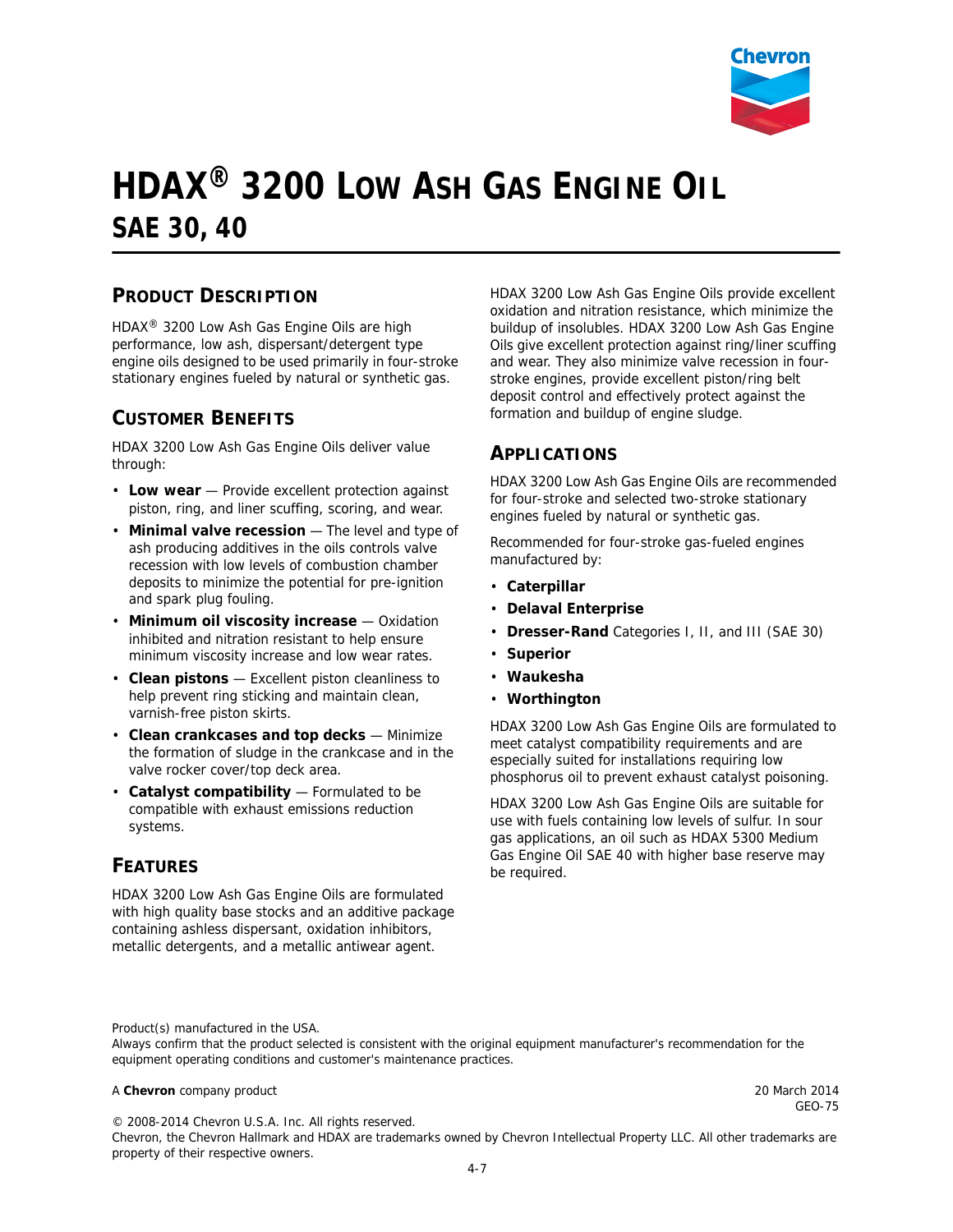# HDAX® 3200 Low Ash Gas Engine Oil

## SAE 30, 40

## Product Description

HDAX® 3200 Low Ash Gas Engine Oils are high performance, low ash, dispersant/detergent type engine oils designed to be used primarily in four-stroke stationary engines fueled by natural or synthetic gas.

## Customer Benefits

HDAX 3200 Low Ash Gas Engine Oils deliver value through:

- **Low wear** — Provide excellent protection against piston, ring, and liner scuffing, scoring, and wear.
- **Minimal valve recession** — The level and type of ash producing additives in the oils controls valve recession with low levels of combustion chamber deposits to minimize the potential for pre-ignition and spark plug fouling.
- **Minimum oil viscosity increase** — Oxidation inhibited and nitration resistant to help ensure minimum viscosity increase and low wear rates.
- **Clean pistons** — Excellent piston cleanliness to help prevent ring sticking and maintain clean, varnish-free piston skirts.
- **Clean crankcases and top decks** — Minimize the formation of sludge in the crankcase and in the valve rocker cover/top deck area.
- **Catalyst compatibility** — Formulated to be compatible with exhaust emissions reduction systems.

## Features

HDAX 3200 Low Ash Gas Engine Oils are formulated with high quality base stocks and an additive package containing ashless dispersant, oxidation inhibitors, metallic detergents, and a metallic antiwear agent.

HDAX 3200 Low Ash Gas Engine Oils provide excellent oxidation and nitration resistance, which minimize the buildup of insolubles. HDAX 3200 Low Ash Gas Engine Oils give excellent protection against ring/liner scuffing and wear. They also minimize valve recession in four-stroke engines, provide excellent piston/ring belt deposit control and effectively protect against the formation and buildup of engine sludge.

## Applications

HDAX 3200 Low Ash Gas Engine Oils are recommended for four-stroke and selected two-stroke stationary engines fueled by natural or synthetic gas.

Recommended for four-stroke gas-fueled engines manufactured by:

- **Caterpillar**
- **Delaval Enterprise**
- **Dresser-Rand** Categories I, II, and III (SAE 30)
- **Superior**
- **Waukesha**
- **Worthington**

HDAX 3200 Low Ash Gas Engine Oils are formulated to meet catalyst compatibility requirements and are especially suited for installations requiring low phosphorus oil to prevent exhaust catalyst poisoning.

HDAX 3200 Low Ash Gas Engine Oils are suitable for use with fuels containing low levels of sulfur. In sour gas applications, an oil such as HDAX 5300 Medium Gas Engine Oil SAE 40 with higher base reserve may be required.

Product(s) manufactured in the USA.
Always confirm that the product selected is consistent with the original equipment manufacturer's recommendation for the equipment operating conditions and customer's maintenance practices.

A **Chevron** company product

20 March 2014
GEO-75

© 2008-2014 Chevron U.S.A. Inc. All rights reserved.
Chevron, the Chevron Hallmark and HDAX are trademarks owned by Chevron Intellectual Property LLC. All other trademarks are property of their respective owners.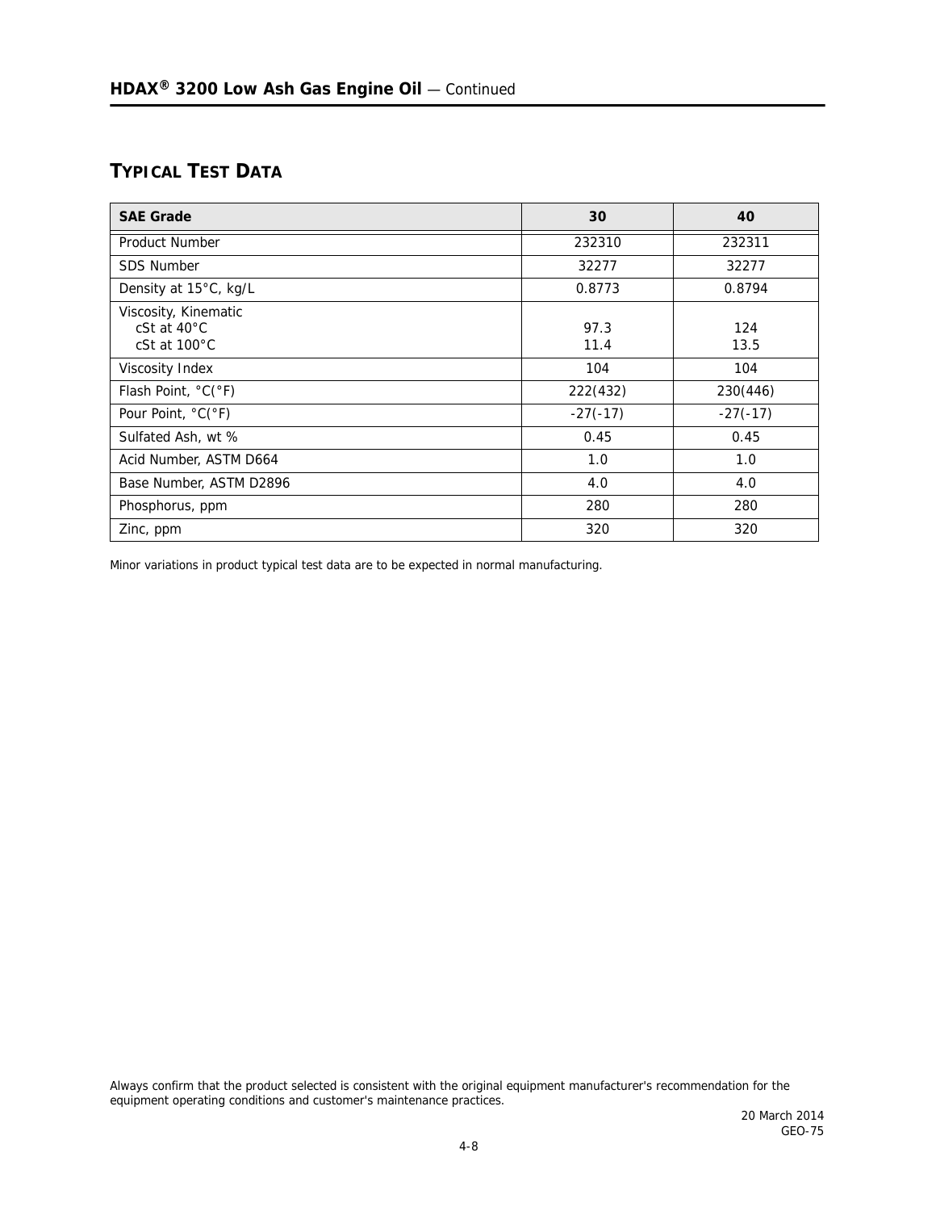## TYPICAL TEST DATA

| SAE Grade | 30 | 40 |
|---|---|---|
| Product Number | 232310 | 232311 |
| SDS Number | 32277 | 32277 |
| Density at 15°C, kg/L | 0.8773 | 0.8794 |
| Viscosity, Kinematic<br>cSt at 40°C<br>cSt at 100°C | <br>97.3<br>11.4 | <br>124<br>13.5 |
| Viscosity Index | 104 | 104 |
| Flash Point, °C(°F) | 222(432) | 230(446) |
| Pour Point, °C(°F) | -27(-17) | -27(-17) |
| Sulfated Ash, wt % | 0.45 | 0.45 |
| Acid Number, ASTM D664 | 1.0 | 1.0 |
| Base Number, ASTM D2896 | 4.0 | 4.0 |
| Phosphorus, ppm | 280 | 280 |
| Zinc, ppm | 320 | 320 |

Minor variations in product typical test data are to be expected in normal manufacturing.

Always confirm that the product selected is consistent with the original equipment manufacturer's recommendation for the equipment operating conditions and customer's maintenance practices.

20 March 2014
GEO-75